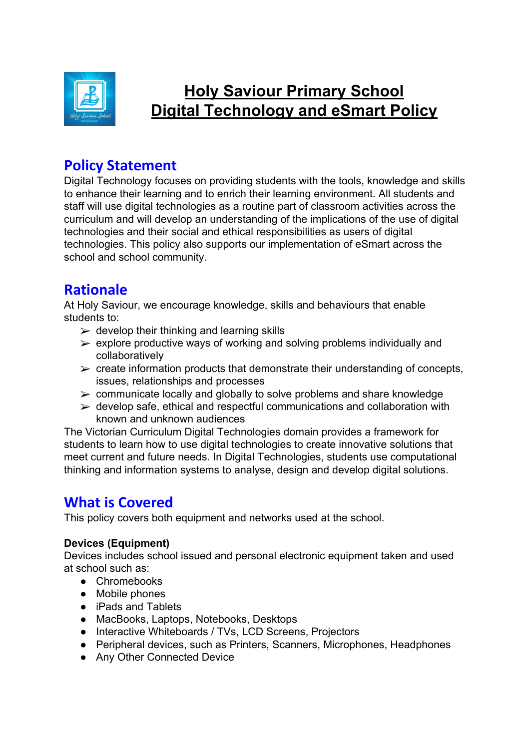# Holy Saviour Primary School
# Digital Technology and eSmart Policy

## Policy Statement

Digital Technology focuses on providing students with the tools, knowledge and skills to enhance their learning and to enrich their learning environment. All students and staff will use digital technologies as a routine part of classroom activities across the curriculum and will develop an understanding of the implications of the use of digital technologies and their social and ethical responsibilities as users of digital technologies. This policy also supports our implementation of eSmart across the school and school community.

## Rationale

At Holy Saviour, we encourage knowledge, skills and behaviours that enable students to:

- develop their thinking and learning skills
- explore productive ways of working and solving problems individually and collaboratively
- create information products that demonstrate their understanding of concepts, issues, relationships and processes
- communicate locally and globally to solve problems and share knowledge
- develop safe, ethical and respectful communications and collaboration with known and unknown audiences

The Victorian Curriculum Digital Technologies domain provides a framework for students to learn how to use digital technologies to create innovative solutions that meet current and future needs. In Digital Technologies, students use computational thinking and information systems to analyse, design and develop digital solutions.

## What is Covered

This policy covers both equipment and networks used at the school.

**Devices (Equipment)**

Devices includes school issued and personal electronic equipment taken and used at school such as:

- Chromebooks
- Mobile phones
- iPads and Tablets
- MacBooks, Laptops, Notebooks, Desktops
- Interactive Whiteboards / TVs, LCD Screens, Projectors
- Peripheral devices, such as Printers, Scanners, Microphones, Headphones
- Any Other Connected Device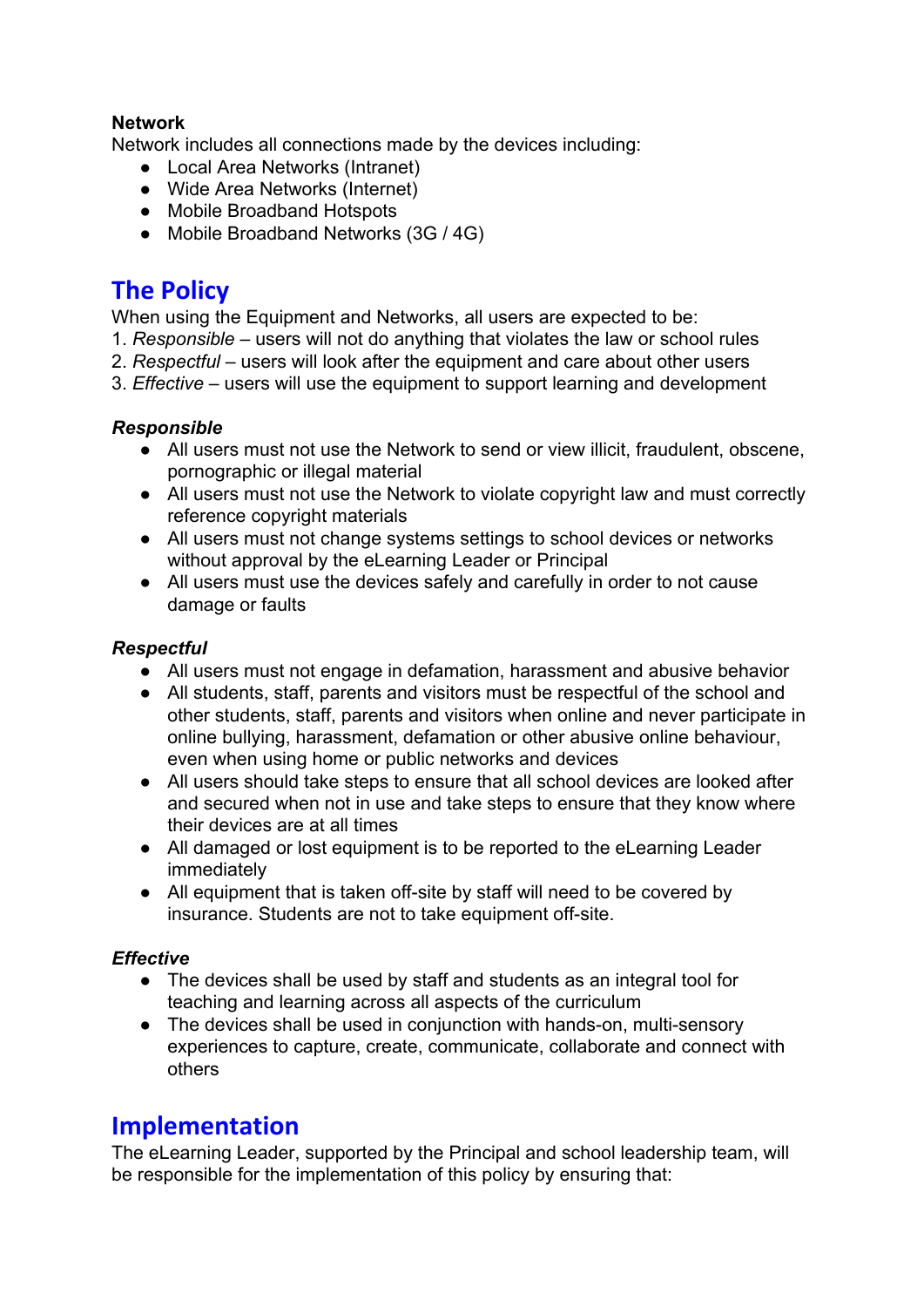**Network**
Network includes all connections made by the devices including:

- Local Area Networks (Intranet)
- Wide Area Networks (Internet)
- Mobile Broadband Hotspots
- Mobile Broadband Networks (3G / 4G)

## The Policy

When using the Equipment and Networks, all users are expected to be:

1. *Responsible* – users will not do anything that violates the law or school rules
2. *Respectful* – users will look after the equipment and care about other users
3. *Effective* – users will use the equipment to support learning and development

***Responsible***

- All users must not use the Network to send or view illicit, fraudulent, obscene, pornographic or illegal material
- All users must not use the Network to violate copyright law and must correctly reference copyright materials
- All users must not change systems settings to school devices or networks without approval by the eLearning Leader or Principal
- All users must use the devices safely and carefully in order to not cause damage or faults

***Respectful***

- All users must not engage in defamation, harassment and abusive behavior
- All students, staff, parents and visitors must be respectful of the school and other students, staff, parents and visitors when online and never participate in online bullying, harassment, defamation or other abusive online behaviour, even when using home or public networks and devices
- All users should take steps to ensure that all school devices are looked after and secured when not in use and take steps to ensure that they know where their devices are at all times
- All damaged or lost equipment is to be reported to the eLearning Leader immediately
- All equipment that is taken off-site by staff will need to be covered by insurance. Students are not to take equipment off-site.

***Effective***

- The devices shall be used by staff and students as an integral tool for teaching and learning across all aspects of the curriculum
- The devices shall be used in conjunction with hands-on, multi-sensory experiences to capture, create, communicate, collaborate and connect with others

## Implementation

The eLearning Leader, supported by the Principal and school leadership team, will be responsible for the implementation of this policy by ensuring that: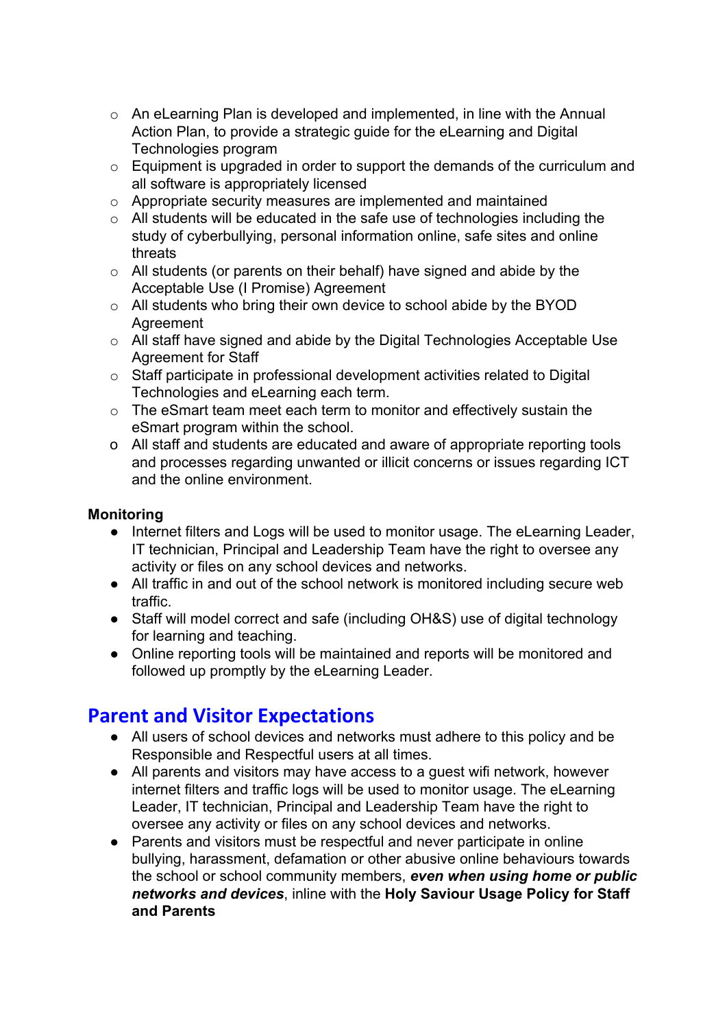- An eLearning Plan is developed and implemented, in line with the Annual Action Plan, to provide a strategic guide for the eLearning and Digital Technologies program
- Equipment is upgraded in order to support the demands of the curriculum and all software is appropriately licensed
- Appropriate security measures are implemented and maintained
- All students will be educated in the safe use of technologies including the study of cyberbullying, personal information online, safe sites and online threats
- All students (or parents on their behalf) have signed and abide by the Acceptable Use (I Promise) Agreement
- All students who bring their own device to school abide by the BYOD Agreement
- All staff have signed and abide by the Digital Technologies Acceptable Use Agreement for Staff
- Staff participate in professional development activities related to Digital Technologies and eLearning each term.
- The eSmart team meet each term to monitor and effectively sustain the eSmart program within the school.
- All staff and students are educated and aware of appropriate reporting tools and processes regarding unwanted or illicit concerns or issues regarding ICT and the online environment.

**Monitoring**

- Internet filters and Logs will be used to monitor usage. The eLearning Leader, IT technician, Principal and Leadership Team have the right to oversee any activity or files on any school devices and networks.
- All traffic in and out of the school network is monitored including secure web traffic.
- Staff will model correct and safe (including OH&S) use of digital technology for learning and teaching.
- Online reporting tools will be maintained and reports will be monitored and followed up promptly by the eLearning Leader.

## Parent and Visitor Expectations

- All users of school devices and networks must adhere to this policy and be Responsible and Respectful users at all times.
- All parents and visitors may have access to a guest wifi network, however internet filters and traffic logs will be used to monitor usage. The eLearning Leader, IT technician, Principal and Leadership Team have the right to oversee any activity or files on any school devices and networks.
- Parents and visitors must be respectful and never participate in online bullying, harassment, defamation or other abusive online behaviours towards the school or school community members, ***even when using home or public networks and devices***, inline with the **Holy Saviour Usage Policy for Staff and Parents**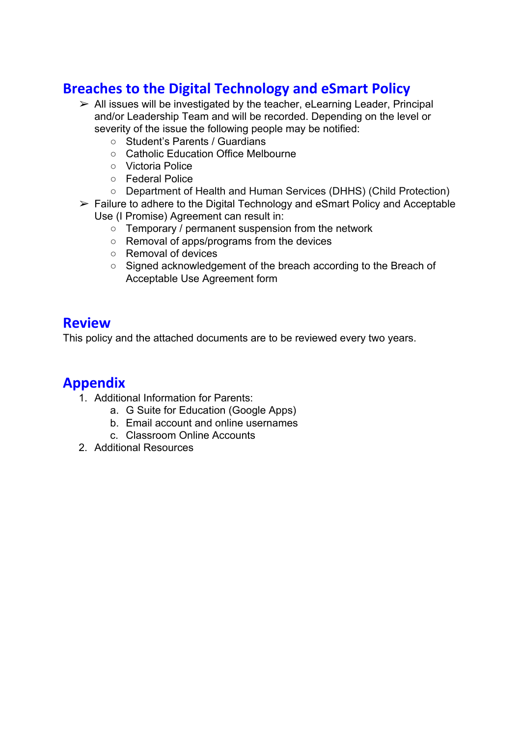## Breaches to the Digital Technology and eSmart Policy

- All issues will be investigated by the teacher, eLearning Leader, Principal and/or Leadership Team and will be recorded. Depending on the level or severity of the issue the following people may be notified:
  - Student's Parents / Guardians
  - Catholic Education Office Melbourne
  - Victoria Police
  - Federal Police
  - Department of Health and Human Services (DHHS) (Child Protection)
- Failure to adhere to the Digital Technology and eSmart Policy and Acceptable Use (I Promise) Agreement can result in:
  - Temporary / permanent suspension from the network
  - Removal of apps/programs from the devices
  - Removal of devices
  - Signed acknowledgement of the breach according to the Breach of Acceptable Use Agreement form

## Review

This policy and the attached documents are to be reviewed every two years.

## Appendix

1. Additional Information for Parents:
   a. G Suite for Education (Google Apps)
   b. Email account and online usernames
   c. Classroom Online Accounts
2. Additional Resources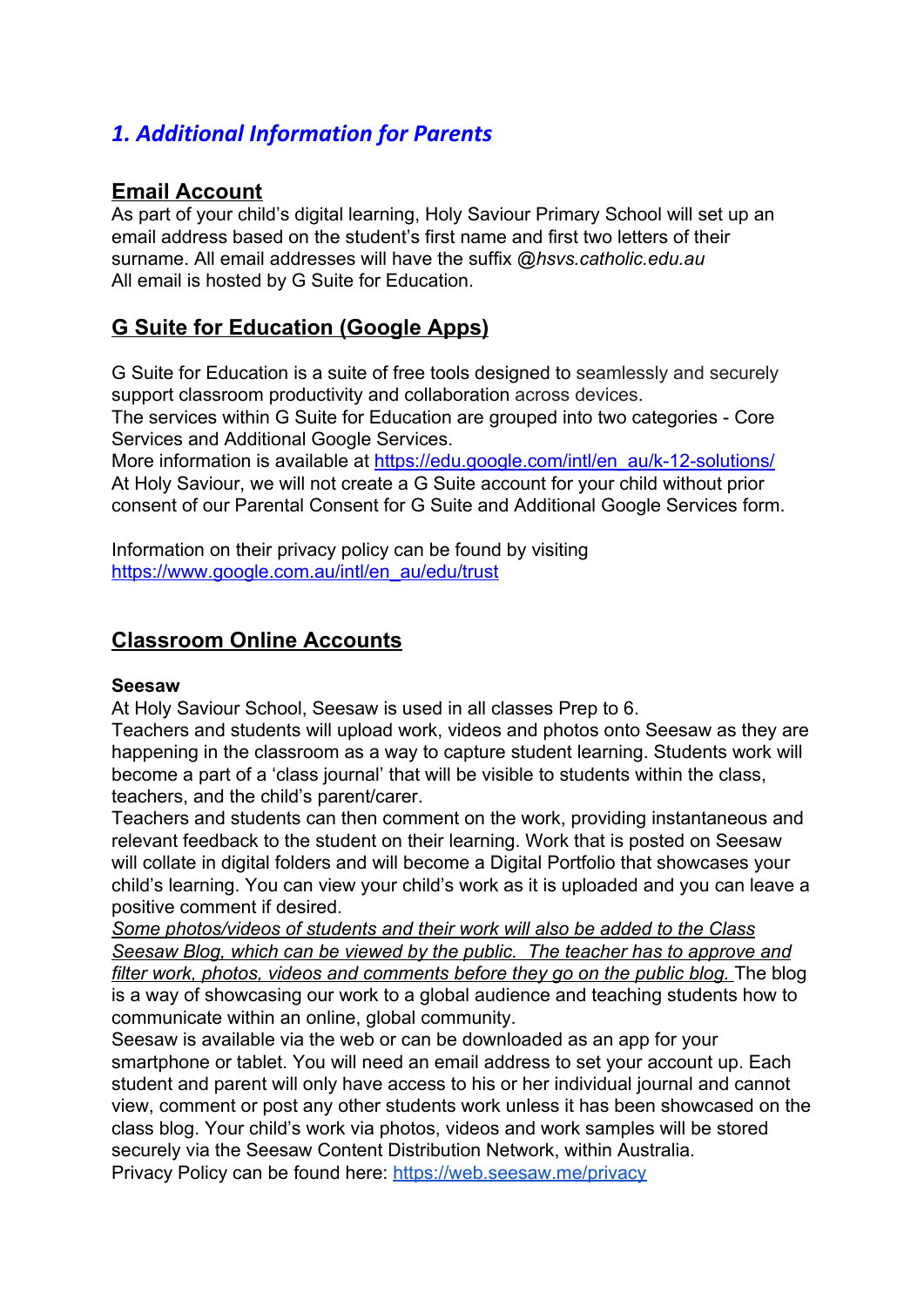## *1. Additional Information for Parents*

### Email Account

As part of your child's digital learning, Holy Saviour Primary School will set up an email address based on the student's first name and first two letters of their surname. All email addresses will have the suffix @*hsvs.catholic.edu.au*
All email is hosted by G Suite for Education.

### G Suite for Education (Google Apps)

G Suite for Education is a suite of free tools designed to seamlessly and securely support classroom productivity and collaboration across devices.
The services within G Suite for Education are grouped into two categories - Core Services and Additional Google Services.
More information is available at [https://edu.google.com/intl/en_au/k-12-solutions/](https://edu.google.com/intl/en_au/k-12-solutions/)
At Holy Saviour, we will not create a G Suite account for your child without prior consent of our Parental Consent for G Suite and Additional Google Services form.

Information on their privacy policy can be found by visiting
[https://www.google.com.au/intl/en_au/edu/trust](https://www.google.com.au/intl/en_au/edu/trust)

### Classroom Online Accounts

**Seesaw**
At Holy Saviour School, Seesaw is used in all classes Prep to 6.
Teachers and students will upload work, videos and photos onto Seesaw as they are happening in the classroom as a way to capture student learning. Students work will become a part of a 'class journal' that will be visible to students within the class, teachers, and the child's parent/carer.
Teachers and students can then comment on the work, providing instantaneous and relevant feedback to the student on their learning. Work that is posted on Seesaw will collate in digital folders and will become a Digital Portfolio that showcases your child's learning. You can view your child's work as it is uploaded and you can leave a positive comment if desired.
*Some photos/videos of students and their work will also be added to the Class Seesaw Blog, which can be viewed by the public. The teacher has to approve and filter work, photos, videos and comments before they go on the public blog.* The blog is a way of showcasing our work to a global audience and teaching students how to communicate within an online, global community.
Seesaw is available via the web or can be downloaded as an app for your smartphone or tablet. You will need an email address to set your account up. Each student and parent will only have access to his or her individual journal and cannot view, comment or post any other students work unless it has been showcased on the class blog. Your child's work via photos, videos and work samples will be stored securely via the Seesaw Content Distribution Network, within Australia.
Privacy Policy can be found here: [https://web.seesaw.me/privacy](https://web.seesaw.me/privacy)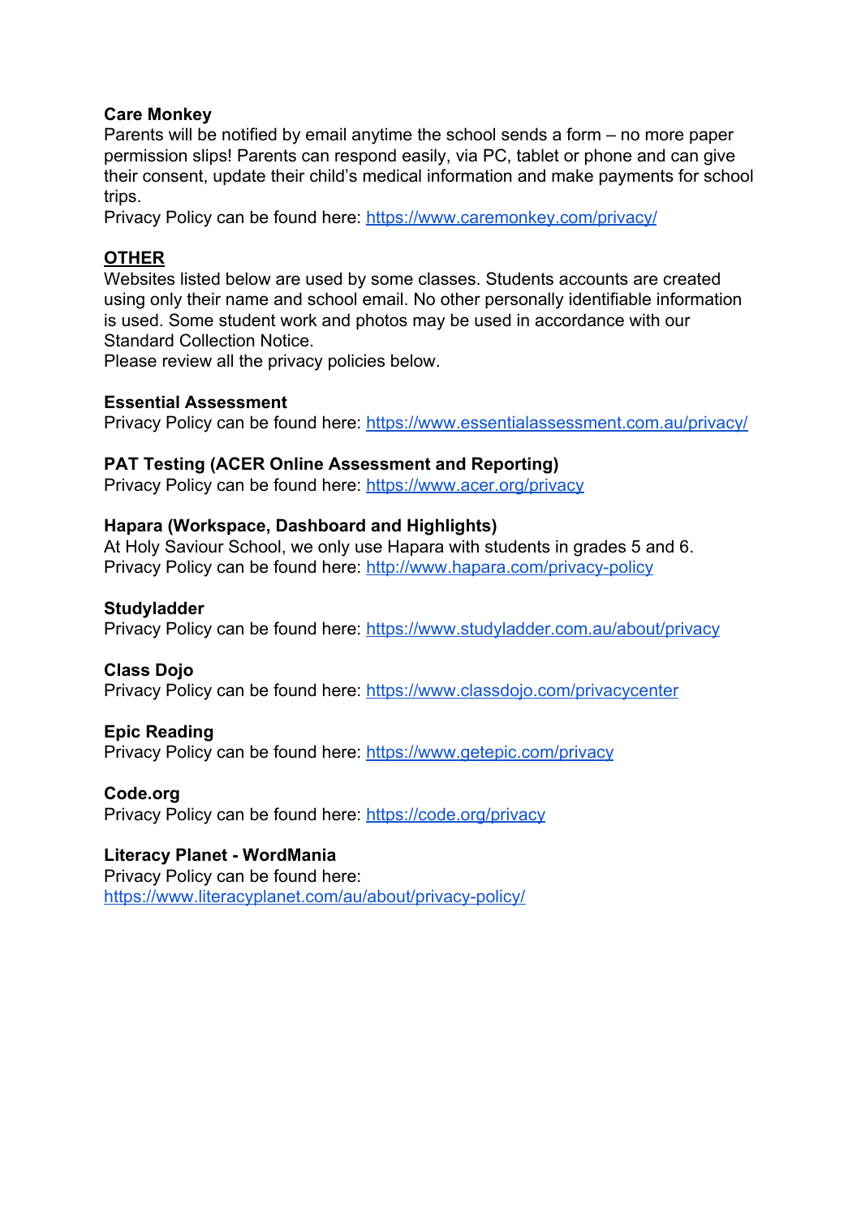**Care Monkey**
Parents will be notified by email anytime the school sends a form – no more paper permission slips! Parents can respond easily, via PC, tablet or phone and can give their consent, update their child's medical information and make payments for school trips.
Privacy Policy can be found here: https://www.caremonkey.com/privacy/

## OTHER

Websites listed below are used by some classes. Students accounts are created using only their name and school email. No other personally identifiable information is used. Some student work and photos may be used in accordance with our Standard Collection Notice.
Please review all the privacy policies below.

**Essential Assessment**
Privacy Policy can be found here: https://www.essentialassessment.com.au/privacy/

**PAT Testing (ACER Online Assessment and Reporting)**
Privacy Policy can be found here: https://www.acer.org/privacy

**Hapara (Workspace, Dashboard and Highlights)**
At Holy Saviour School, we only use Hapara with students in grades 5 and 6.
Privacy Policy can be found here: http://www.hapara.com/privacy-policy

**Studyladder**
Privacy Policy can be found here: https://www.studyladder.com.au/about/privacy

**Class Dojo**
Privacy Policy can be found here: https://www.classdojo.com/privacycenter

**Epic Reading**
Privacy Policy can be found here: https://www.getepic.com/privacy

**Code.org**
Privacy Policy can be found here: https://code.org/privacy

**Literacy Planet - WordMania**
Privacy Policy can be found here:
https://www.literacyplanet.com/au/about/privacy-policy/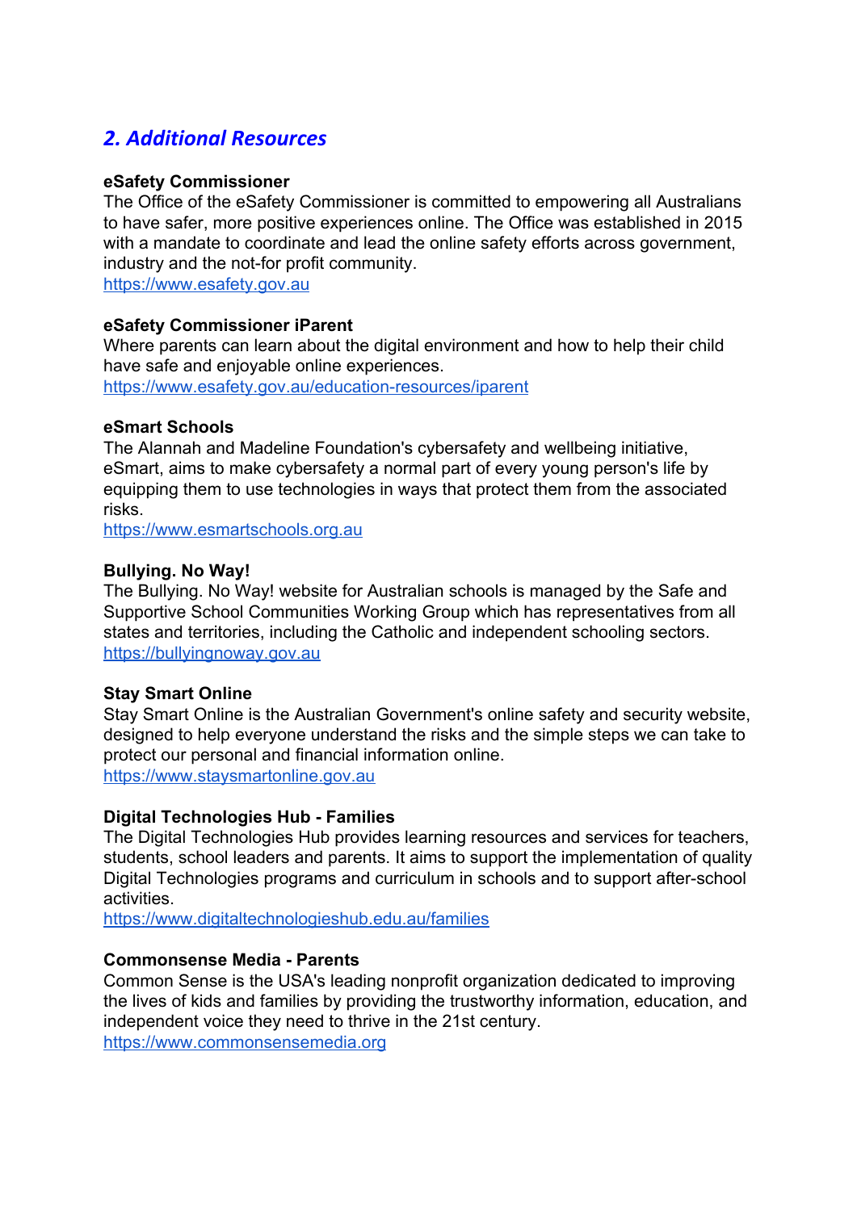## 2. Additional Resources

**eSafety Commissioner**
The Office of the eSafety Commissioner is committed to empowering all Australians to have safer, more positive experiences online. The Office was established in 2015 with a mandate to coordinate and lead the online safety efforts across government, industry and the not-for profit community.
https://www.esafety.gov.au

**eSafety Commissioner iParent**
Where parents can learn about the digital environment and how to help their child have safe and enjoyable online experiences.
https://www.esafety.gov.au/education-resources/iparent

**eSmart Schools**
The Alannah and Madeline Foundation's cybersafety and wellbeing initiative, eSmart, aims to make cybersafety a normal part of every young person's life by equipping them to use technologies in ways that protect them from the associated risks.
https://www.esmartschools.org.au

**Bullying. No Way!**
The Bullying. No Way! website for Australian schools is managed by the Safe and Supportive School Communities Working Group which has representatives from all states and territories, including the Catholic and independent schooling sectors.
https://bullyingnoway.gov.au

**Stay Smart Online**
Stay Smart Online is the Australian Government's online safety and security website, designed to help everyone understand the risks and the simple steps we can take to protect our personal and financial information online.
https://www.staysmartonline.gov.au

**Digital Technologies Hub - Families**
The Digital Technologies Hub provides learning resources and services for teachers, students, school leaders and parents. It aims to support the implementation of quality Digital Technologies programs and curriculum in schools and to support after-school activities.
https://www.digitaltechnologieshub.edu.au/families

**Commonsense Media - Parents**
Common Sense is the USA's leading nonprofit organization dedicated to improving the lives of kids and families by providing the trustworthy information, education, and independent voice they need to thrive in the 21st century.
https://www.commonsensemedia.org